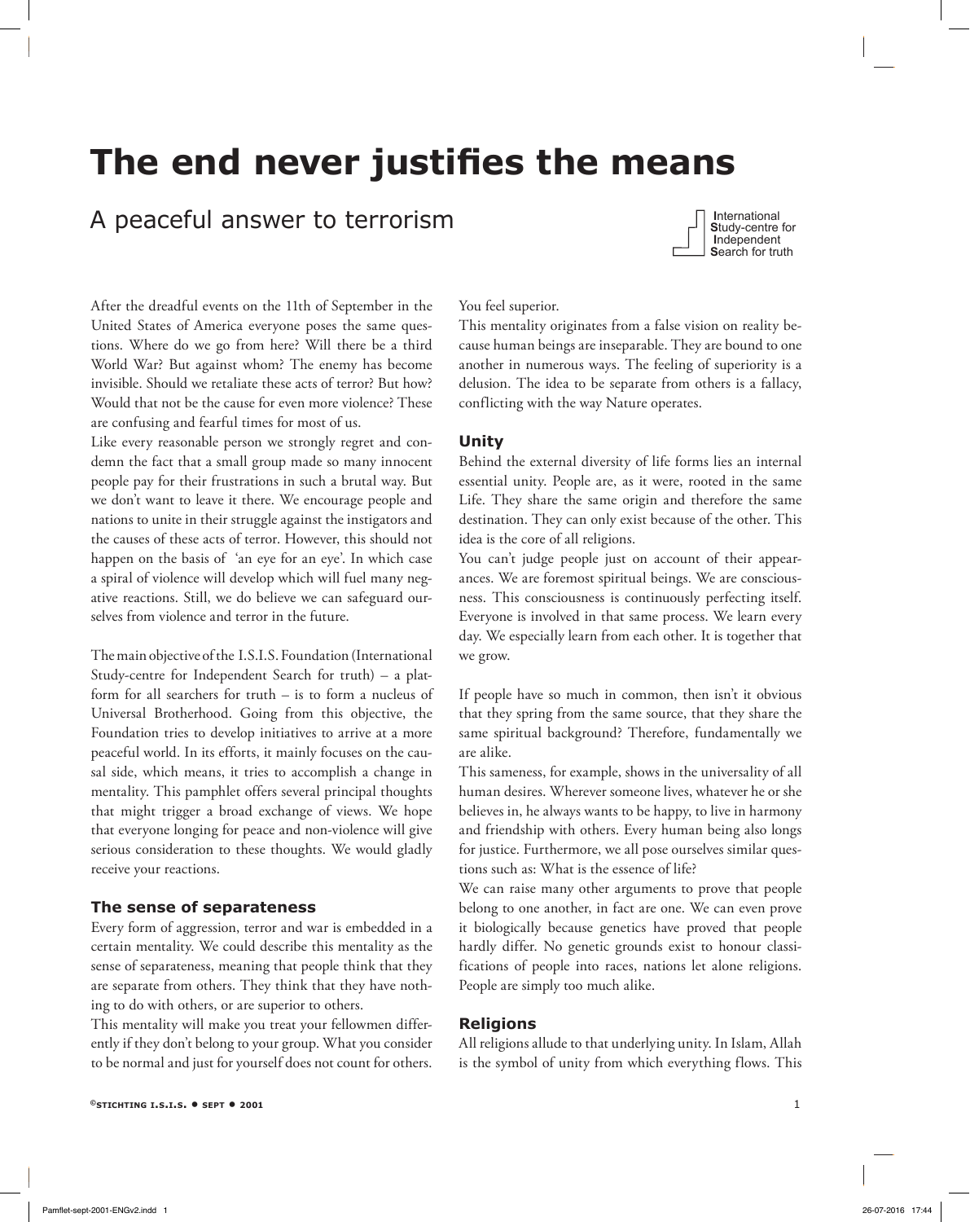# The end never justifies the means

## A peaceful answer to terrorism

International
Study-centre for
Independent
Search for truth

After the dreadful events on the 11th of September in the United States of America everyone poses the same questions. Where do we go from here? Will there be a third World War? But against whom? The enemy has become invisible. Should we retaliate these acts of terror? But how? Would that not be the cause for even more violence? These are confusing and fearful times for most of us.

Like every reasonable person we strongly regret and condemn the fact that a small group made so many innocent people pay for their frustrations in such a brutal way. But we don't want to leave it there. We encourage people and nations to unite in their struggle against the instigators and the causes of these acts of terror. However, this should not happen on the basis of 'an eye for an eye'. In which case a spiral of violence will develop which will fuel many negative reactions. Still, we do believe we can safeguard ourselves from violence and terror in the future.

The main objective of the I.S.I.S. Foundation (International Study-centre for Independent Search for truth) – a platform for all searchers for truth – is to form a nucleus of Universal Brotherhood. Going from this objective, the Foundation tries to develop initiatives to arrive at a more peaceful world. In its efforts, it mainly focuses on the causal side, which means, it tries to accomplish a change in mentality. This pamphlet offers several principal thoughts that might trigger a broad exchange of views. We hope that everyone longing for peace and non-violence will give serious consideration to these thoughts. We would gladly receive your reactions.

### The sense of separateness

Every form of aggression, terror and war is embedded in a certain mentality. We could describe this mentality as the sense of separateness, meaning that people think that they are separate from others. They think that they have nothing to do with others, or are superior to others.

This mentality will make you treat your fellowmen differently if they don't belong to your group. What you consider to be normal and just for yourself does not count for others. You feel superior.

This mentality originates from a false vision on reality because human beings are inseparable. They are bound to one another in numerous ways. The feeling of superiority is a delusion. The idea to be separate from others is a fallacy, conflicting with the way Nature operates.

### Unity

Behind the external diversity of life forms lies an internal essential unity. People are, as it were, rooted in the same Life. They share the same origin and therefore the same destination. They can only exist because of the other. This idea is the core of all religions.

You can't judge people just on account of their appearances. We are foremost spiritual beings. We are consciousness. This consciousness is continuously perfecting itself. Everyone is involved in that same process. We learn every day. We especially learn from each other. It is together that we grow.

If people have so much in common, then isn't it obvious that they spring from the same source, that they share the same spiritual background? Therefore, fundamentally we are alike.

This sameness, for example, shows in the universality of all human desires. Wherever someone lives, whatever he or she believes in, he always wants to be happy, to live in harmony and friendship with others. Every human being also longs for justice. Furthermore, we all pose ourselves similar questions such as: What is the essence of life?

We can raise many other arguments to prove that people belong to one another, in fact are one. We can even prove it biologically because genetics have proved that people hardly differ. No genetic grounds exist to honour classifications of people into races, nations let alone religions. People are simply too much alike.

### Religions

All religions allude to that underlying unity. In Islam, Allah is the symbol of unity from which everything flows. This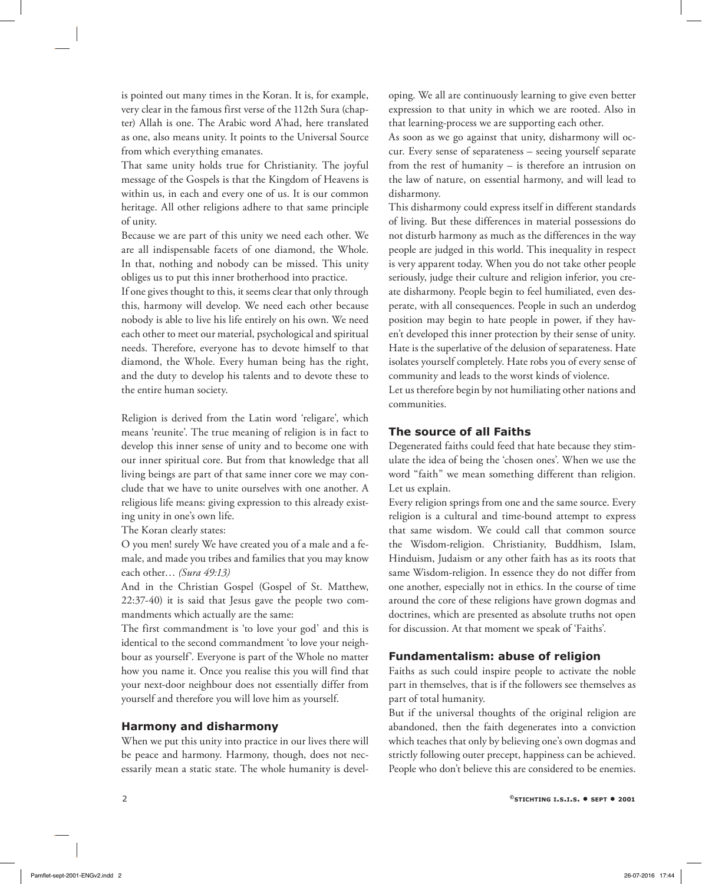is pointed out many times in the Koran. It is, for example, very clear in the famous first verse of the 112th Sura (chapter) Allah is one. The Arabic word A'had, here translated as one, also means unity. It points to the Universal Source from which everything emanates.

That same unity holds true for Christianity. The joyful message of the Gospels is that the Kingdom of Heavens is within us, in each and every one of us. It is our common heritage. All other religions adhere to that same principle of unity.

Because we are part of this unity we need each other. We are all indispensable facets of one diamond, the Whole. In that, nothing and nobody can be missed. This unity obliges us to put this inner brotherhood into practice.

If one gives thought to this, it seems clear that only through this, harmony will develop. We need each other because nobody is able to live his life entirely on his own. We need each other to meet our material, psychological and spiritual needs. Therefore, everyone has to devote himself to that diamond, the Whole. Every human being has the right, and the duty to develop his talents and to devote these to the entire human society.

Religion is derived from the Latin word 'religare', which means 'reunite'. The true meaning of religion is in fact to develop this inner sense of unity and to become one with our inner spiritual core. But from that knowledge that all living beings are part of that same inner core we may conclude that we have to unite ourselves with one another. A religious life means: giving expression to this already existing unity in one's own life.

The Koran clearly states:

O you men! surely We have created you of a male and a female, and made you tribes and families that you may know each other… *(Sura 49:13)*

And in the Christian Gospel (Gospel of St. Matthew, 22:37-40) it is said that Jesus gave the people two commandments which actually are the same:

The first commandment is 'to love your god' and this is identical to the second commandment 'to love your neighbour as yourself'. Everyone is part of the Whole no matter how you name it. Once you realise this you will find that your next-door neighbour does not essentially differ from yourself and therefore you will love him as yourself.

## Harmony and disharmony

When we put this unity into practice in our lives there will be peace and harmony. Harmony, though, does not necessarily mean a static state. The whole humanity is developing. We all are continuously learning to give even better expression to that unity in which we are rooted. Also in that learning-process we are supporting each other.

As soon as we go against that unity, disharmony will occur. Every sense of separateness – seeing yourself separate from the rest of humanity – is therefore an intrusion on the law of nature, on essential harmony, and will lead to disharmony.

This disharmony could express itself in different standards of living. But these differences in material possessions do not disturb harmony as much as the differences in the way people are judged in this world. This inequality in respect is very apparent today. When you do not take other people seriously, judge their culture and religion inferior, you create disharmony. People begin to feel humiliated, even desperate, with all consequences. People in such an underdog position may begin to hate people in power, if they haven't developed this inner protection by their sense of unity. Hate is the superlative of the delusion of separateness. Hate isolates yourself completely. Hate robs you of every sense of community and leads to the worst kinds of violence.

Let us therefore begin by not humiliating other nations and communities.

## The source of all Faiths

Degenerated faiths could feed that hate because they stimulate the idea of being the 'chosen ones'. When we use the word "faith" we mean something different than religion. Let us explain.

Every religion springs from one and the same source. Every religion is a cultural and time-bound attempt to express that same wisdom. We could call that common source the Wisdom-religion. Christianity, Buddhism, Islam, Hinduism, Judaism or any other faith has as its roots that same Wisdom-religion. In essence they do not differ from one another, especially not in ethics. In the course of time around the core of these religions have grown dogmas and doctrines, which are presented as absolute truths not open for discussion. At that moment we speak of 'Faiths'.

## Fundamentalism: abuse of religion

Faiths as such could inspire people to activate the noble part in themselves, that is if the followers see themselves as part of total humanity.

But if the universal thoughts of the original religion are abandoned, then the faith degenerates into a conviction which teaches that only by believing one's own dogmas and strictly following outer precept, happiness can be achieved. People who don't believe this are considered to be enemies.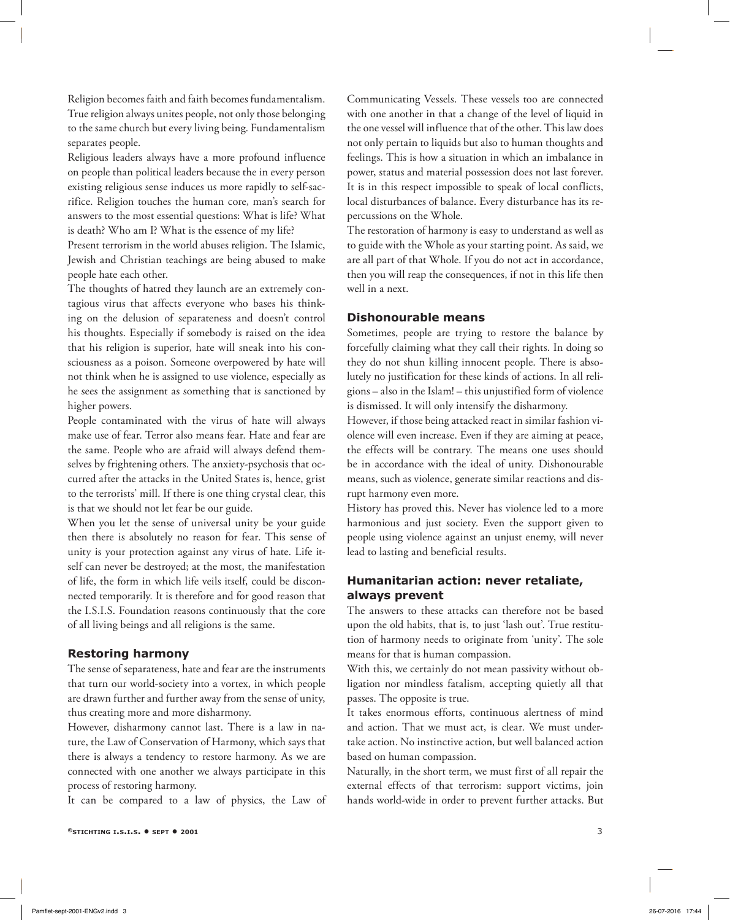Religion becomes faith and faith becomes fundamentalism. True religion always unites people, not only those belonging to the same church but every living being. Fundamentalism separates people.

Religious leaders always have a more profound influence on people than political leaders because the in every person existing religious sense induces us more rapidly to self-sacrifice. Religion touches the human core, man's search for answers to the most essential questions: What is life? What is death? Who am I? What is the essence of my life?

Present terrorism in the world abuses religion. The Islamic, Jewish and Christian teachings are being abused to make people hate each other.

The thoughts of hatred they launch are an extremely contagious virus that affects everyone who bases his thinking on the delusion of separateness and doesn't control his thoughts. Especially if somebody is raised on the idea that his religion is superior, hate will sneak into his consciousness as a poison. Someone overpowered by hate will not think when he is assigned to use violence, especially as he sees the assignment as something that is sanctioned by higher powers.

People contaminated with the virus of hate will always make use of fear. Terror also means fear. Hate and fear are the same. People who are afraid will always defend themselves by frightening others. The anxiety-psychosis that occurred after the attacks in the United States is, hence, grist to the terrorists' mill. If there is one thing crystal clear, this is that we should not let fear be our guide.

When you let the sense of universal unity be your guide then there is absolutely no reason for fear. This sense of unity is your protection against any virus of hate. Life itself can never be destroyed; at the most, the manifestation of life, the form in which life veils itself, could be disconnected temporarily. It is therefore and for good reason that the I.S.I.S. Foundation reasons continuously that the core of all living beings and all religions is the same.

## Restoring harmony

The sense of separateness, hate and fear are the instruments that turn our world-society into a vortex, in which people are drawn further and further away from the sense of unity, thus creating more and more disharmony.

However, disharmony cannot last. There is a law in nature, the Law of Conservation of Harmony, which says that there is always a tendency to restore harmony. As we are connected with one another we always participate in this process of restoring harmony.

It can be compared to a law of physics, the Law of Communicating Vessels. These vessels too are connected with one another in that a change of the level of liquid in the one vessel will influence that of the other. This law does not only pertain to liquids but also to human thoughts and feelings. This is how a situation in which an imbalance in power, status and material possession does not last forever. It is in this respect impossible to speak of local conflicts, local disturbances of balance. Every disturbance has its repercussions on the Whole.

The restoration of harmony is easy to understand as well as to guide with the Whole as your starting point. As said, we are all part of that Whole. If you do not act in accordance, then you will reap the consequences, if not in this life then well in a next.

## Dishonourable means

Sometimes, people are trying to restore the balance by forcefully claiming what they call their rights. In doing so they do not shun killing innocent people. There is absolutely no justification for these kinds of actions. In all religions – also in the Islam! – this unjustified form of violence is dismissed. It will only intensify the disharmony.

However, if those being attacked react in similar fashion violence will even increase. Even if they are aiming at peace, the effects will be contrary. The means one uses should be in accordance with the ideal of unity. Dishonourable means, such as violence, generate similar reactions and disrupt harmony even more.

History has proved this. Never has violence led to a more harmonious and just society. Even the support given to people using violence against an unjust enemy, will never lead to lasting and beneficial results.

## Humanitarian action: never retaliate, always prevent

The answers to these attacks can therefore not be based upon the old habits, that is, to just 'lash out'. True restitution of harmony needs to originate from 'unity'. The sole means for that is human compassion.

With this, we certainly do not mean passivity without obligation nor mindless fatalism, accepting quietly all that passes. The opposite is true.

It takes enormous efforts, continuous alertness of mind and action. That we must act, is clear. We must undertake action. No instinctive action, but well balanced action based on human compassion.

Naturally, in the short term, we must first of all repair the external effects of that terrorism: support victims, join hands world-wide in order to prevent further attacks. But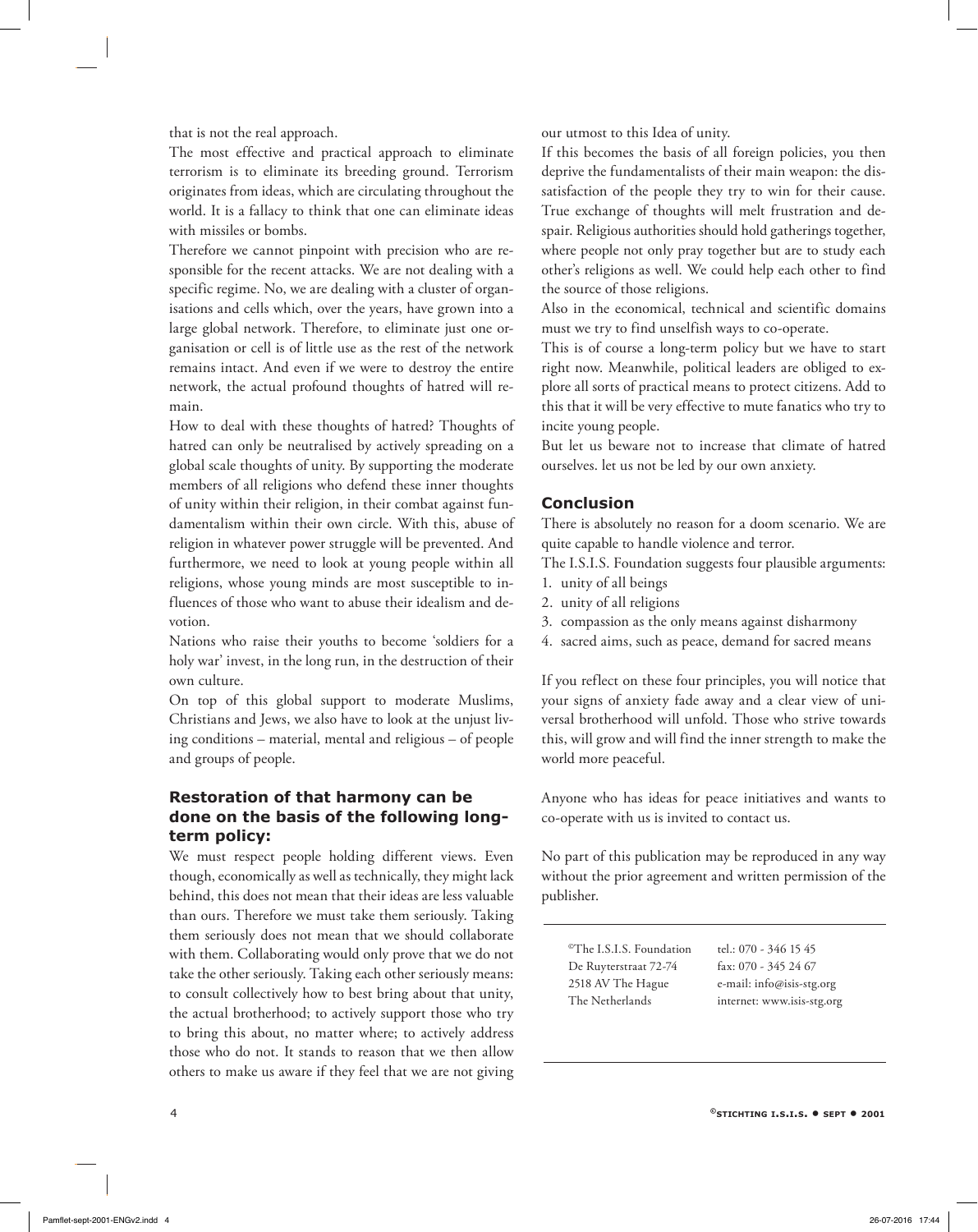that is not the real approach.

The most effective and practical approach to eliminate terrorism is to eliminate its breeding ground. Terrorism originates from ideas, which are circulating throughout the world. It is a fallacy to think that one can eliminate ideas with missiles or bombs.

Therefore we cannot pinpoint with precision who are responsible for the recent attacks. We are not dealing with a specific regime. No, we are dealing with a cluster of organisations and cells which, over the years, have grown into a large global network. Therefore, to eliminate just one organisation or cell is of little use as the rest of the network remains intact. And even if we were to destroy the entire network, the actual profound thoughts of hatred will remain.

How to deal with these thoughts of hatred? Thoughts of hatred can only be neutralised by actively spreading on a global scale thoughts of unity. By supporting the moderate members of all religions who defend these inner thoughts of unity within their religion, in their combat against fundamentalism within their own circle. With this, abuse of religion in whatever power struggle will be prevented. And furthermore, we need to look at young people within all religions, whose young minds are most susceptible to influences of those who want to abuse their idealism and devotion.

Nations who raise their youths to become 'soldiers for a holy war' invest, in the long run, in the destruction of their own culture.

On top of this global support to moderate Muslims, Christians and Jews, we also have to look at the unjust living conditions – material, mental and religious – of people and groups of people.

## Restoration of that harmony can be done on the basis of the following long-term policy:

We must respect people holding different views. Even though, economically as well as technically, they might lack behind, this does not mean that their ideas are less valuable than ours. Therefore we must take them seriously. Taking them seriously does not mean that we should collaborate with them. Collaborating would only prove that we do not take the other seriously. Taking each other seriously means: to consult collectively how to best bring about that unity, the actual brotherhood; to actively support those who try to bring this about, no matter where; to actively address those who do not. It stands to reason that we then allow others to make us aware if they feel that we are not giving our utmost to this Idea of unity.

If this becomes the basis of all foreign policies, you then deprive the fundamentalists of their main weapon: the dissatisfaction of the people they try to win for their cause. True exchange of thoughts will melt frustration and despair. Religious authorities should hold gatherings together, where people not only pray together but are to study each other's religions as well. We could help each other to find the source of those religions.

Also in the economical, technical and scientific domains must we try to find unselfish ways to co-operate.

This is of course a long-term policy but we have to start right now. Meanwhile, political leaders are obliged to explore all sorts of practical means to protect citizens. Add to this that it will be very effective to mute fanatics who try to incite young people.

But let us beware not to increase that climate of hatred ourselves. let us not be led by our own anxiety.

## Conclusion

There is absolutely no reason for a doom scenario. We are quite capable to handle violence and terror.

The I.S.I.S. Foundation suggests four plausible arguments:

1. unity of all beings
2. unity of all religions
3. compassion as the only means against disharmony
4. sacred aims, such as peace, demand for sacred means

If you reflect on these four principles, you will notice that your signs of anxiety fade away and a clear view of universal brotherhood will unfold. Those who strive towards this, will grow and will find the inner strength to make the world more peaceful.

Anyone who has ideas for peace initiatives and wants to co-operate with us is invited to contact us.

No part of this publication may be reproduced in any way without the prior agreement and written permission of the publisher.

©The I.S.I.S. Foundation
De Ruyterstraat 72-74
2518 AV The Hague
The Netherlands

tel.: 070 - 346 15 45
fax: 070 - 345 24 67
e-mail: info@isis-stg.org
internet: www.isis-stg.org